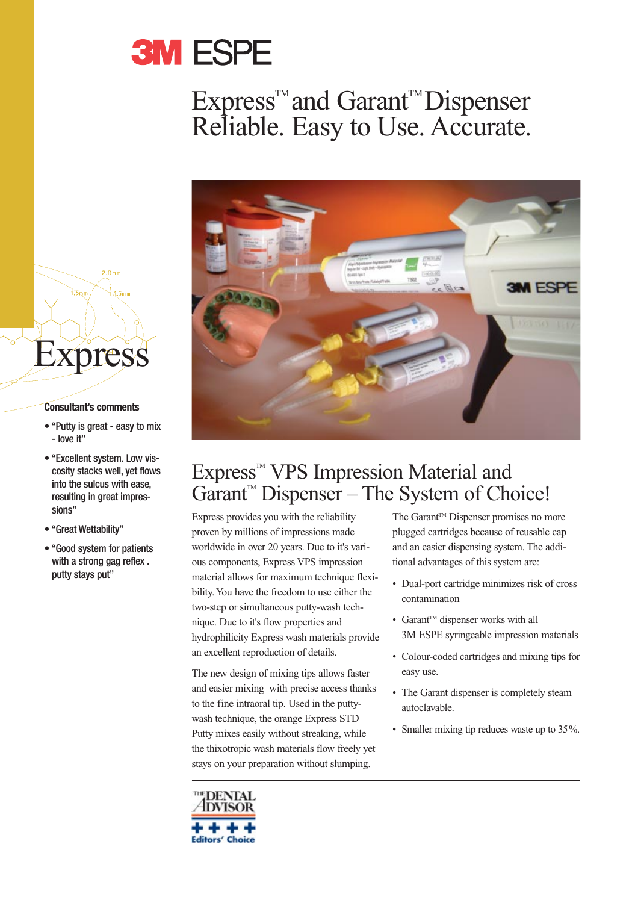# 3M ESPE

# Express™ and Garant™ Dispenser Reliable. Easy to Use. Accurate.

## Express

### Consultant's comments

- "Putty is great - easy to mix - love it"
- "Excellent system. Low viscosity stacks well, yet flows into the sulcus with ease, resulting in great impressions"
- "Great Wettability"
- "Good system for patients with a strong gag reflex . putty stays put"

## Express™ VPS Impression Material and Garant™ Dispenser – The System of Choice!

Express provides you with the reliability proven by millions of impressions made worldwide in over 20 years. Due to it's various components, Express VPS impression material allows for maximum technique flexibility. You have the freedom to use either the two-step or simultaneous putty-wash technique. Due to it's flow properties and hydrophilicity Express wash materials provide an excellent reproduction of details.

The new design of mixing tips allows faster and easier mixing with precise access thanks to the fine intraoral tip. Used in the putty-wash technique, the orange Express STD Putty mixes easily without streaking, while the thixotropic wash materials flow freely yet stays on your preparation without slumping.

The Garant™ Dispenser promises no more plugged cartridges because of reusable cap and an easier dispensing system. The additional advantages of this system are:

- Dual-port cartridge minimizes risk of cross contamination
- Garant™ dispenser works with all 3M ESPE syringeable impression materials
- Colour-coded cartridges and mixing tips for easy use.
- The Garant dispenser is completely steam autoclavable.
- Smaller mixing tip reduces waste up to 35%.

THE DENTAL ADVISOR

Editors' Choice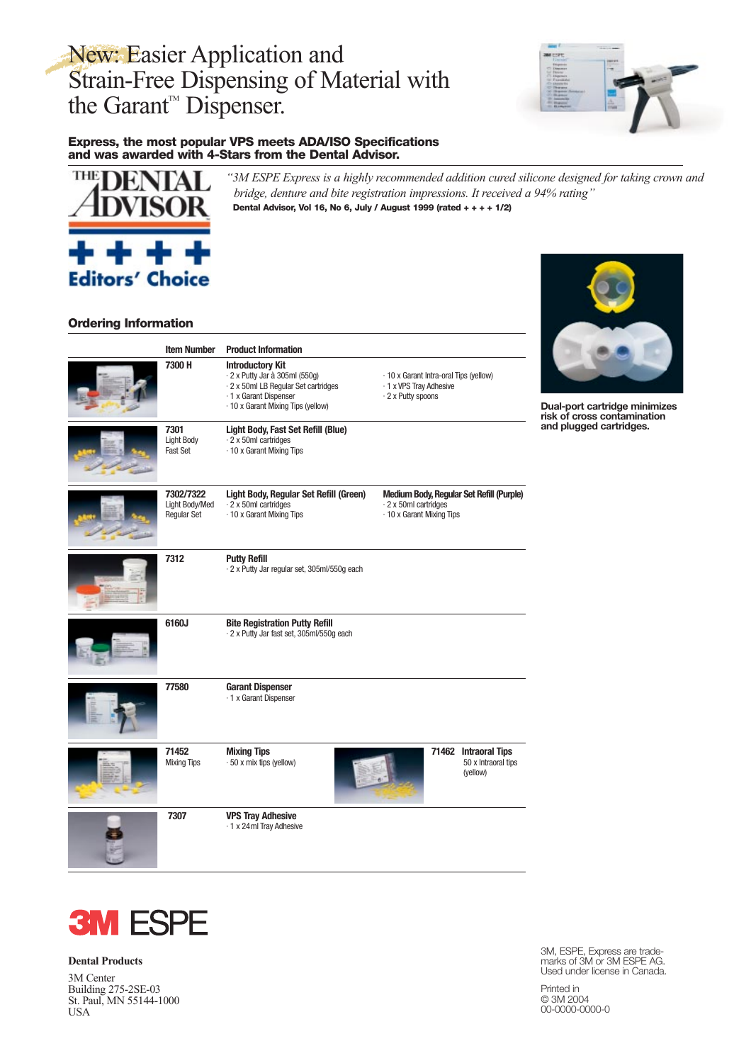# New: Easier Application and Strain-Free Dispensing of Material with the Garant™ Dispenser.

**Express, the most popular VPS meets ADA/ISO Specifications and was awarded with 4-Stars from the Dental Advisor.**

THE DENTAL ADVISOR
++++
Editors' Choice

*"3M ESPE Express is a highly recommended addition cured silicone designed for taking crown and bridge, denture and bite registration impressions. It received a 94% rating"*
**Dental Advisor, Vol 16, No 6, July / August 1999 (rated + + + + 1/2)**

**Dual-port cartridge minimizes risk of cross contamination and plugged cartridges.**

## Ordering Information

| Item Number | Product Information | |
|---|---|---|
| 7300 H | **Introductory Kit**<br>· 2 x Putty Jar à 305ml (550g)<br>· 2 x 50ml LB Regular Set cartridges<br>· 1 x Garant Dispenser<br>· 10 x Garant Mixing Tips (yellow) | · 10 x Garant Intra-oral Tips (yellow)<br>· 1 x VPS Tray Adhesive<br>· 2 x Putty spoons |
| 7301<br>Light Body<br>Fast Set | **Light Body, Fast Set Refill (Blue)**<br>· 2 x 50ml cartridges<br>· 10 x Garant Mixing Tips | |
| 7302/7322<br>Light Body/Med<br>Regular Set | **Light Body, Regular Set Refill (Green)**<br>· 2 x 50ml cartridges<br>· 10 x Garant Mixing Tips | **Medium Body, Regular Set Refill (Purple)**<br>· 2 x 50ml cartridges<br>· 10 x Garant Mixing Tips |
| 7312 | **Putty Refill**<br>· 2 x Putty Jar regular set, 305ml/550g each | |
| 6160J | **Bite Registration Putty Refill**<br>· 2 x Putty Jar fast set, 305ml/550g each | |
| 77580 | **Garant Dispenser**<br>· 1 x Garant Dispenser | |
| 71452<br>Mixing Tips | **Mixing Tips**<br>· 50 x mix tips (yellow) | **71462 Intraoral Tips**<br>50 x Intraoral tips (yellow) |
| 7307 | **VPS Tray Adhesive**<br>· 1 x 24ml Tray Adhesive | |

3M ESPE

**Dental Products**

3M Center
Building 275-2SE-03
St. Paul, MN 55144-1000
USA

3M, ESPE, Express are trademarks of 3M or 3M ESPE AG. Used under license in Canada.

Printed in
© 3M 2004
00-0000-0000-0